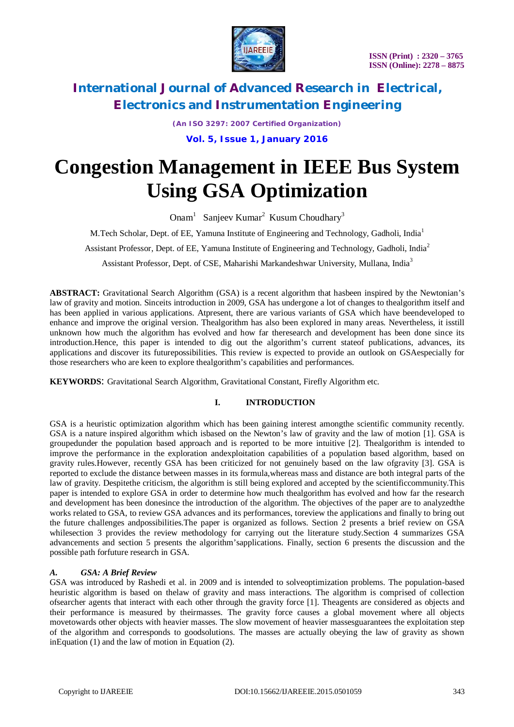# Congestion Management in IEEE Bus System Using GSA Optimization

Onam[1] Sanjeev Kumar[2] Kusum Choudhary[3]

M.Tech Scholar, Dept. of EE, Yamuna Institute of Engineering and Technology, Gadholi, India[1]

Assistant Professor, Dept. of EE, Yamuna Institute of Engineering and Technology, Gadholi, India[2]

Assistant Professor, Dept. of CSE, Maharishi Markandeshwar University, Mullana, India[3]

**ABSTRACT:** Gravitational Search Algorithm (GSA) is a recent algorithm that hasbeen inspired by the Newtonian's law of gravity and motion. Sinceits introduction in 2009, GSA has undergone a lot of changes to thealgorithm itself and has been applied in various applications. Atpresent, there are various variants of GSA which have beendeveloped to enhance and improve the original version. Thealgorithm has also been explored in many areas. Nevertheless, it isstill unknown how much the algorithm has evolved and how far theresearch and development has been done since its introduction.Hence, this paper is intended to dig out the algorithm's current stateof publications, advances, its applications and discover its futurepossibilities. This review is expected to provide an outlook on GSAespecially for those researchers who are keen to explore thealgorithm's capabilities and performances.

**KEYWORDS**: Gravitational Search Algorithm, Gravitational Constant, Firefly Algorithm etc.

## I. INTRODUCTION

GSA is a heuristic optimization algorithm which has been gaining interest amongthe scientific community recently. GSA is a nature inspired algorithm which isbased on the Newton's law of gravity and the law of motion [1]. GSA is groupedunder the population based approach and is reported to be more intuitive [2]. Thealgorithm is intended to improve the performance in the exploration andexploitation capabilities of a population based algorithm, based on gravity rules.However, recently GSA has been criticized for not genuinely based on the law ofgravity [3]. GSA is reported to exclude the distance between masses in its formula,whereas mass and distance are both integral parts of the law of gravity. Despitethe criticism, the algorithm is still being explored and accepted by the scientificcommunity.This paper is intended to explore GSA in order to determine how much thealgorithm has evolved and how far the research and development has been donesince the introduction of the algorithm. The objectives of the paper are to analyzedthe works related to GSA, to review GSA advances and its performances, toreview the applications and finally to bring out the future challenges andpossibilities.The paper is organized as follows. Section 2 presents a brief review on GSA whilesection 3 provides the review methodology for carrying out the literature study.Section 4 summarizes GSA advancements and section 5 presents the algorithm'sapplications. Finally, section 6 presents the discussion and the possible path forfuture research in GSA.

### *A. GSA: A Brief Review*

GSA was introduced by Rashedi et al. in 2009 and is intended to solveoptimization problems. The population-based heuristic algorithm is based on thelaw of gravity and mass interactions. The algorithm is comprised of collection ofsearcher agents that interact with each other through the gravity force [1]. Theagents are considered as objects and their performance is measured by theirmasses. The gravity force causes a global movement where all objects movetowards other objects with heavier masses. The slow movement of heavier massesguarantees the exploitation step of the algorithm and corresponds to goodsolutions. The masses are actually obeying the law of gravity as shown inEquation (1) and the law of motion in Equation (2).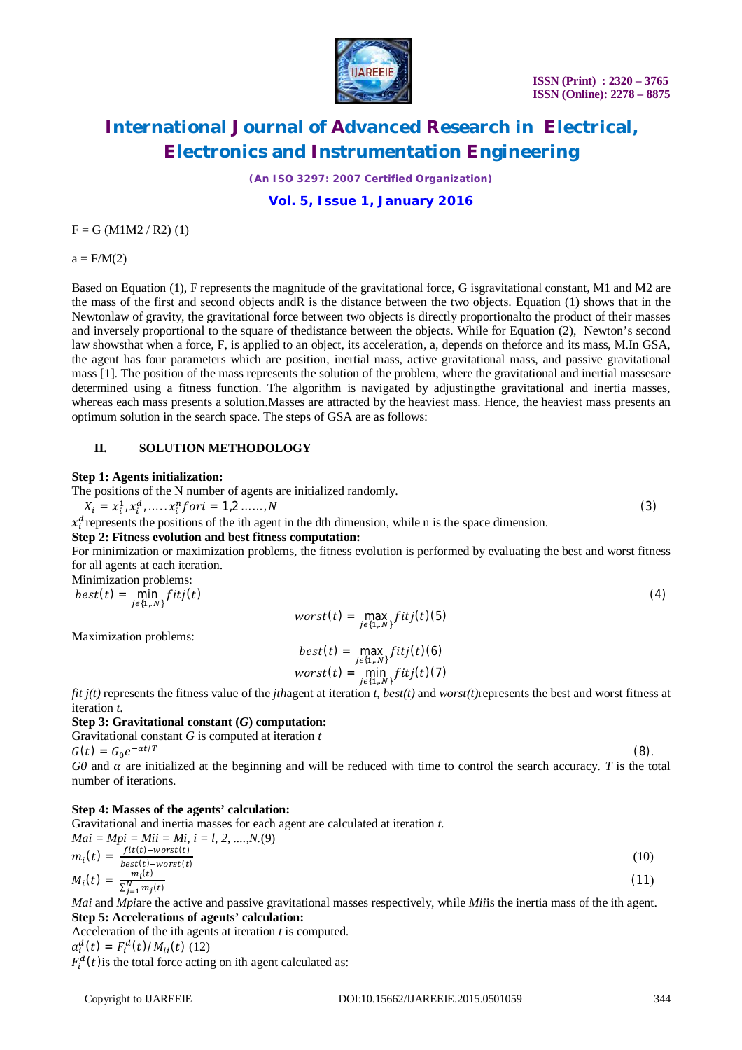F = G (M1M2 / R2) (1)

a = F/M(2)

Based on Equation (1), F represents the magnitude of the gravitational force, G isgravitational constant, M1 and M2 are the mass of the first and second objects andR is the distance between the two objects. Equation (1) shows that in the Newtonlaw of gravity, the gravitational force between two objects is directly proportionalto the product of their masses and inversely proportional to the square of thedistance between the objects. While for Equation (2), Newton's second law showsthat when a force, F, is applied to an object, its acceleration, a, depends on theforce and its mass, M.In GSA, the agent has four parameters which are position, inertial mass, active gravitational mass, and passive gravitational mass [1]. The position of the mass represents the solution of the problem, where the gravitational and inertial massesare determined using a fitness function. The algorithm is navigated by adjustingthe gravitational and inertia masses, whereas each mass presents a solution.Masses are attracted by the heaviest mass. Hence, the heaviest mass presents an optimum solution in the search space. The steps of GSA are as follows:

## II. SOLUTION METHODOLOGY

**Step 1: Agents initialization:**

The positions of the N number of agents are initialized randomly.

$$X_i = x_i^1, x_i^d, \ldots\ldots x_i^n fori = 1,2 \ldots\ldots, N \quad (3)$$

$x_i^d$ represents the positions of the ith agent in the dth dimension, while n is the space dimension.

**Step 2: Fitness evolution and best fitness computation:**

For minimization or maximization problems, the fitness evolution is performed by evaluating the best and worst fitness for all agents at each iteration.

Minimization problems:

$$best(t) = \min_{j\epsilon\{1,..N\}} fitj(t) \quad (4)$$

$$worst(t) = \max_{j\epsilon\{1,..N\}} fitj(t) (5)$$

Maximization problems:

$$best(t) = \max_{j\epsilon\{1,..N\}} fitj(t) (6)$$

$$worst(t) = \min_{j\epsilon\{1,..N\}} fitj(t) (7)$$

*fit j(t)* represents the fitness value of the *jth*agent at iteration *t*, *best(t)* and *worst(t)*represents the best and worst fitness at iteration *t*.

**Step 3: Gravitational constant (*G*) computation:**

Gravitational constant *G* is computed at iteration *t*

$$G(t) = G_0 e^{-\alpha t/T} \quad (8).$$

*G0* and *α* are initialized at the beginning and will be reduced with time to control the search accuracy. *T* is the total number of iterations.

**Step 4: Masses of the agents' calculation:**

Gravitational and inertia masses for each agent are calculated at iteration *t*.

*Mai = Mpi = Mii = Mi, i = l, 2, ....,N.*(9)

$$m_i(t) = \frac{fit(t) - worst(t)}{best(t) - worst(t)} \quad (10)$$

$$M_i(t) = \frac{m_i(t)}{\sum_{j=1}^{N} m_j(t)} \quad (11)$$

*Mai* and *Mpi*are the active and passive gravitational masses respectively, while *Mii*is the inertia mass of the ith agent.

**Step 5: Accelerations of agents' calculation:**

Acceleration of the ith agents at iteration *t* is computed.

$a_i^d(t) = F_i^d(t)/M_{ii}(t)$ (12)

$F_i^d(t)$is the total force acting on ith agent calculated as: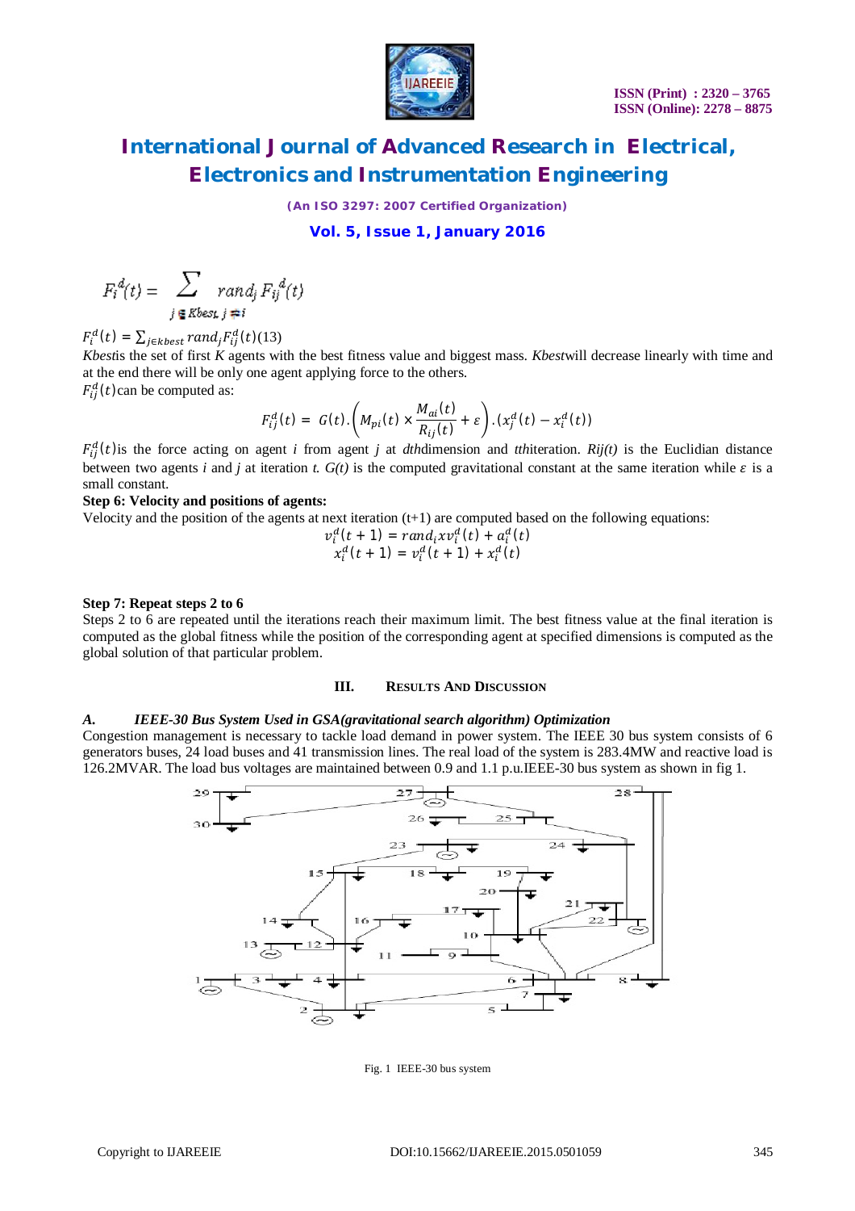$$F_i^d(t) = \sum_{j \in Kbest, j \neq i} rand_j F_{ij}^d(t)$$

$F_i^d(t) = \sum_{j \in kbest} rand_j F_{ij}^d(t)$(13)

*Kbest*is the set of first *K* agents with the best fitness value and biggest mass. *Kbest*will decrease linearly with time and at the end there will be only one agent applying force to the others.

$F_{ij}^d(t)$can be computed as:

$$F_{ij}^d(t) = G(t).\left(M_{pi}(t) \times \frac{M_{ai}(t)}{R_{ij}(t)} + \varepsilon\right).(x_j^d(t) - x_i^d(t))$$

$F_{ij}^d(t)$is the force acting on agent *i* from agent *j* at *dth*dimension and *tth*iteration. *Rij(t)* is the Euclidian distance between two agents *i* and *j* at iteration *t. G(t)* is the computed gravitational constant at the same iteration while $\varepsilon$ is a small constant.

**Step 6: Velocity and positions of agents:**

Velocity and the position of the agents at next iteration (t+1) are computed based on the following equations:

$$v_i^d(t+1) = rand_i x v_i^d(t) + a_i^d(t)$$
$$x_i^d(t+1) = v_i^d(t+1) + x_i^d(t)$$

**Step 7: Repeat steps 2 to 6**

Steps 2 to 6 are repeated until the iterations reach their maximum limit. The best fitness value at the final iteration is computed as the global fitness while the position of the corresponding agent at specified dimensions is computed as the global solution of that particular problem.

## III. Results And Discussion

### A. *IEEE-30 Bus System Used in GSA(gravitational search algorithm) Optimization*

Congestion management is necessary to tackle load demand in power system. The IEEE 30 bus system consists of 6 generators buses, 24 load buses and 41 transmission lines. The real load of the system is 283.4MW and reactive load is 126.2MVAR. The load bus voltages are maintained between 0.9 and 1.1 p.u.IEEE-30 bus system as shown in fig 1.

Fig. 1 IEEE-30 bus system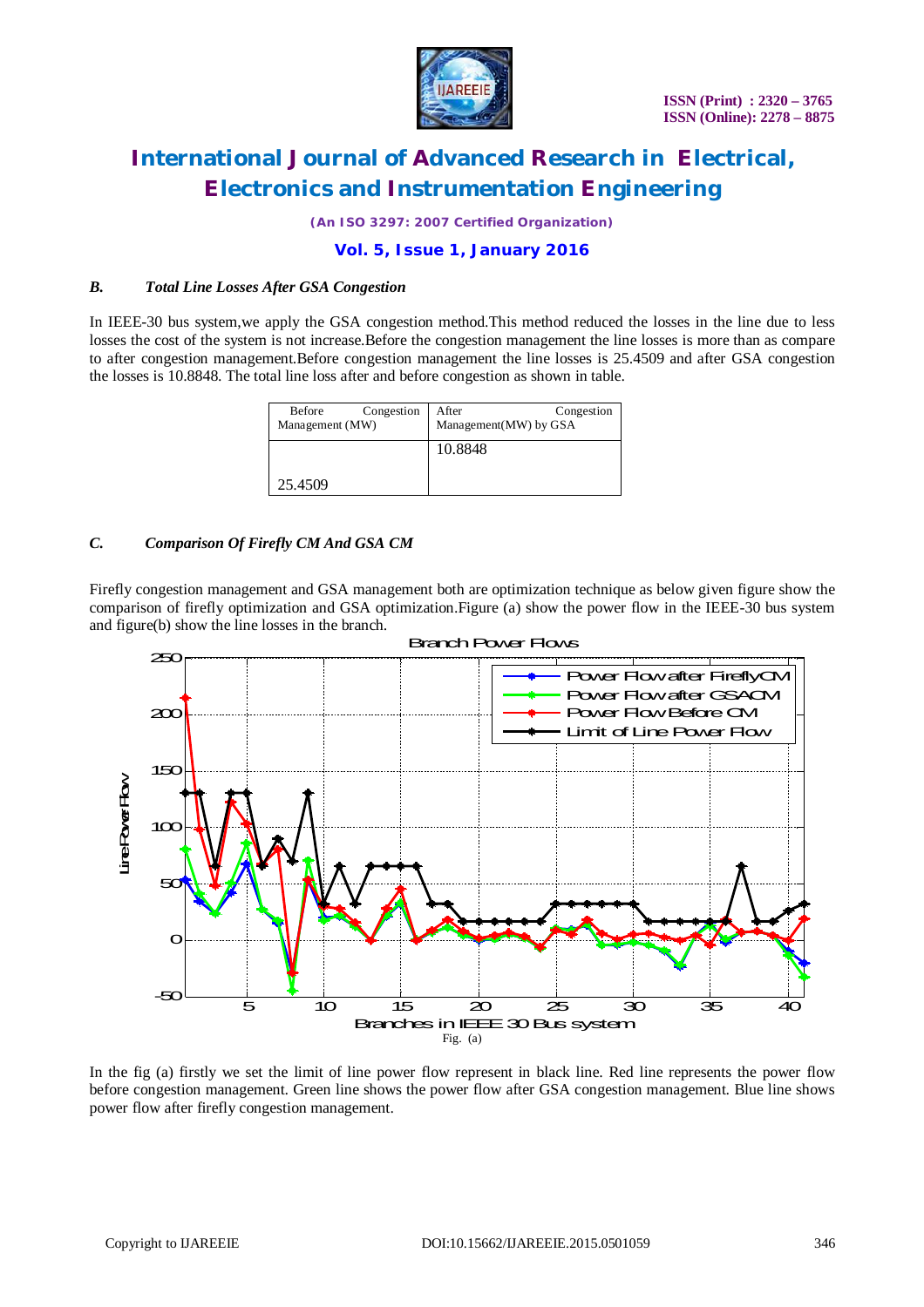### B. *Total Line Losses After GSA Congestion*

In IEEE-30 bus system,we apply the GSA congestion method.This method reduced the losses in the line due to less losses the cost of the system is not increase.Before the congestion management the line losses is more than as compare to after congestion management.Before congestion management the line losses is 25.4509 and after GSA congestion the losses is 10.8848. The total line loss after and before congestion as shown in table.

| Before Congestion Management (MW) | After Congestion Management(MW) by GSA |
|---|---|
| 25.4509 | 10.8848 |

### C. *Comparison Of Firefly CM And GSA CM*

Firefly congestion management and GSA management both are optimization technique as below given figure show the comparison of firefly optimization and GSA optimization.Figure (a) show the power flow in the IEEE-30 bus system and figure(b) show the line losses in the branch.

Fig. (a)

In the fig (a) firstly we set the limit of line power flow represent in black line. Red line represents the power flow before congestion management. Green line shows the power flow after GSA congestion management. Blue line shows power flow after firefly congestion management.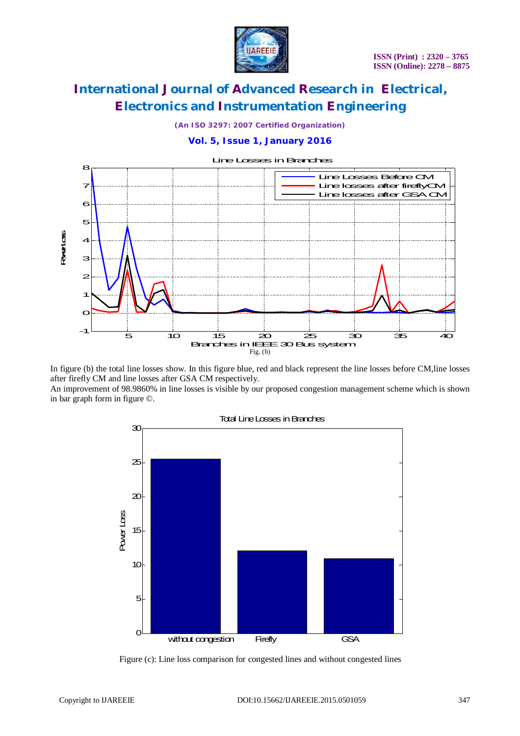Fig. (b)

In figure (b) the total line losses show. In this figure blue, red and black represent the line losses before CM,line losses after firefly CM and line losses after GSA CM respectively.

An improvement of 98.9860% in line losses is visible by our proposed congestion management scheme which is shown in bar graph form in figure ©.

Figure (c): Line loss comparison for congested lines and without congested lines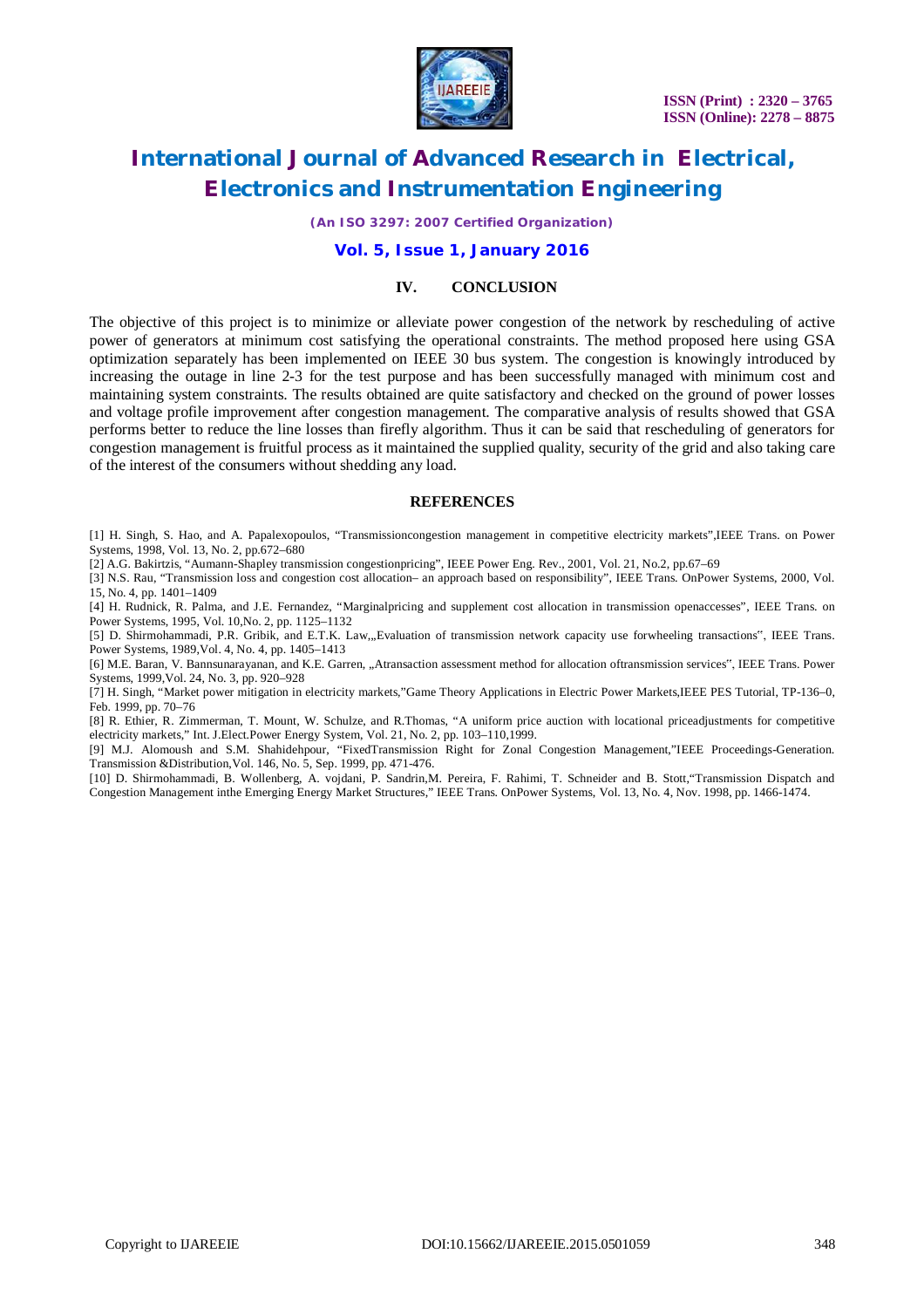## IV. CONCLUSION

The objective of this project is to minimize or alleviate power congestion of the network by rescheduling of active power of generators at minimum cost satisfying the operational constraints. The method proposed here using GSA optimization separately has been implemented on IEEE 30 bus system. The congestion is knowingly introduced by increasing the outage in line 2-3 for the test purpose and has been successfully managed with minimum cost and maintaining system constraints. The results obtained are quite satisfactory and checked on the ground of power losses and voltage profile improvement after congestion management. The comparative analysis of results showed that GSA performs better to reduce the line losses than firefly algorithm. Thus it can be said that rescheduling of generators for congestion management is fruitful process as it maintained the supplied quality, security of the grid and also taking care of the interest of the consumers without shedding any load.

## REFERENCES

[1] H. Singh, S. Hao, and A. Papalexopoulos, "Transmissioncongestion management in competitive electricity markets",IEEE Trans. on Power Systems, 1998, Vol. 13, No. 2, pp.672–680

[2] A.G. Bakirtzis, "Aumann-Shapley transmission congestionpricing", IEEE Power Eng. Rev., 2001, Vol. 21, No.2, pp.67–69

[3] N.S. Rau, "Transmission loss and congestion cost allocation– an approach based on responsibility", IEEE Trans. OnPower Systems, 2000, Vol. 15, No. 4, pp. 1401–1409

[4] H. Rudnick, R. Palma, and J.E. Fernandez, "Marginalpricing and supplement cost allocation in transmission openaccesses", IEEE Trans. on Power Systems, 1995, Vol. 10,No. 2, pp. 1125–1132

[5] D. Shirmohammadi, P.R. Gribik, and E.T.K. Law,„Evaluation of transmission network capacity use forwheeling transactions", IEEE Trans. Power Systems, 1989,Vol. 4, No. 4, pp. 1405–1413

[6] M.E. Baran, V. Bannsunarayanan, and K.E. Garren, „Atransaction assessment method for allocation oftransmission services", IEEE Trans. Power Systems, 1999,Vol. 24, No. 3, pp. 920–928

[7] H. Singh, "Market power mitigation in electricity markets,"Game Theory Applications in Electric Power Markets,IEEE PES Tutorial, TP-136–0, Feb. 1999, pp. 70–76

[8] R. Ethier, R. Zimmerman, T. Mount, W. Schulze, and R.Thomas, "A uniform price auction with locational priceadjustments for competitive electricity markets," Int. J.Elect.Power Energy System, Vol. 21, No. 2, pp. 103–110,1999.

[9] M.J. Alomoush and S.M. Shahidehpour, "FixedTransmission Right for Zonal Congestion Management,"IEEE Proceedings-Generation. Transmission &Distribution,Vol. 146, No. 5, Sep. 1999, pp. 471-476.

[10] D. Shirmohammadi, B. Wollenberg, A. vojdani, P. Sandrin,M. Pereira, F. Rahimi, T. Schneider and B. Stott,"Transmission Dispatch and Congestion Management inthe Emerging Energy Market Structures," IEEE Trans. OnPower Systems, Vol. 13, No. 4, Nov. 1998, pp. 1466-1474.